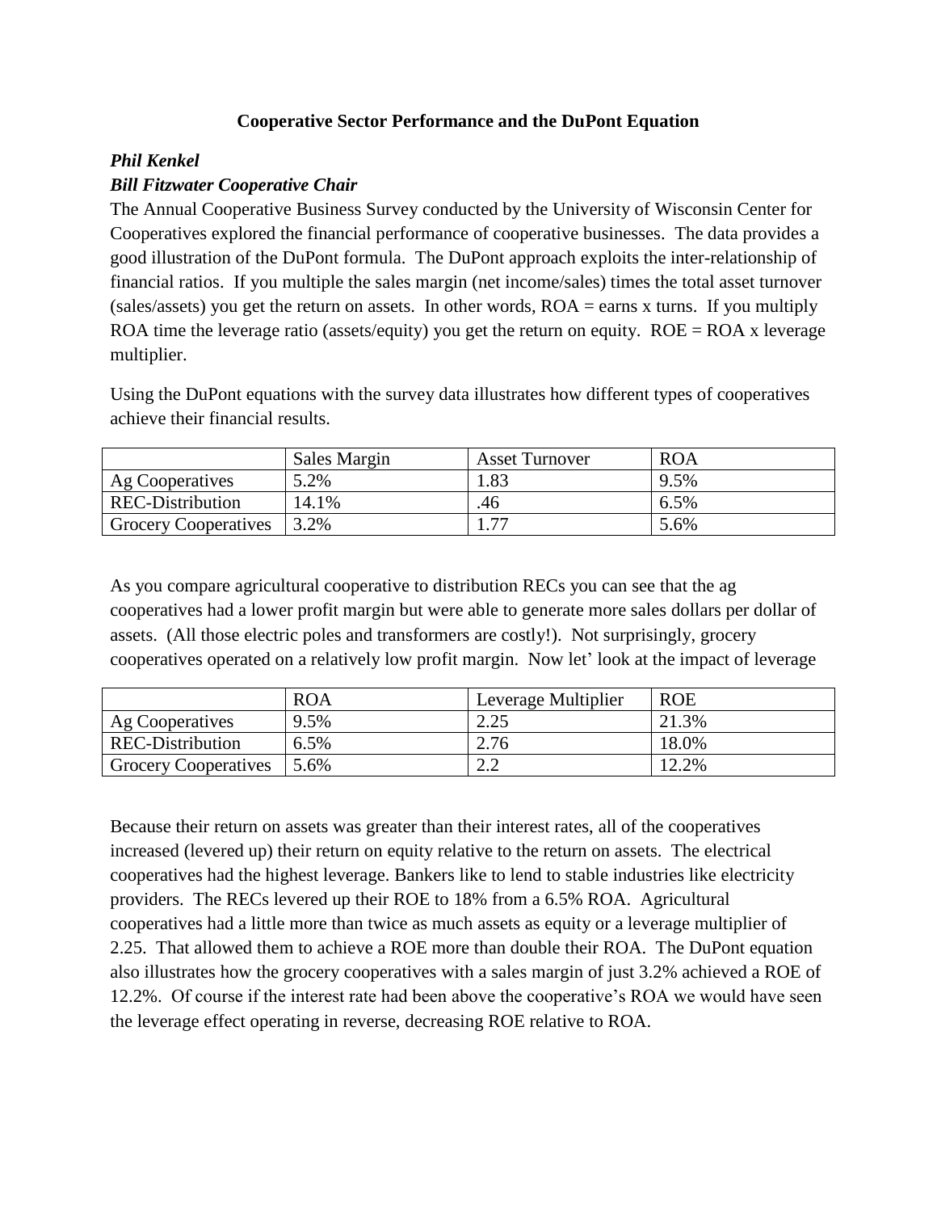# Cooperative Sector Performance and the DuPont Equation

***Phil Kenkel***

***Bill Fitzwater Cooperative Chair***

The Annual Cooperative Business Survey conducted by the University of Wisconsin Center for Cooperatives explored the financial performance of cooperative businesses. The data provides a good illustration of the DuPont formula. The DuPont approach exploits the inter-relationship of financial ratios. If you multiple the sales margin (net income/sales) times the total asset turnover (sales/assets) you get the return on assets. In other words, ROA = earns x turns. If you multiply ROA time the leverage ratio (assets/equity) you get the return on equity. ROE = ROA x leverage multiplier.

Using the DuPont equations with the survey data illustrates how different types of cooperatives achieve their financial results.

| | Sales Margin | Asset Turnover | ROA |
|---|---|---|---|
| Ag Cooperatives | 5.2% | 1.83 | 9.5% |
| REC-Distribution | 14.1% | .46 | 6.5% |
| Grocery Cooperatives | 3.2% | 1.77 | 5.6% |

As you compare agricultural cooperative to distribution RECs you can see that the ag cooperatives had a lower profit margin but were able to generate more sales dollars per dollar of assets. (All those electric poles and transformers are costly!). Not surprisingly, grocery cooperatives operated on a relatively low profit margin. Now let' look at the impact of leverage

| | ROA | Leverage Multiplier | ROE |
|---|---|---|---|
| Ag Cooperatives | 9.5% | 2.25 | 21.3% |
| REC-Distribution | 6.5% | 2.76 | 18.0% |
| Grocery Cooperatives | 5.6% | 2.2 | 12.2% |

Because their return on assets was greater than their interest rates, all of the cooperatives increased (levered up) their return on equity relative to the return on assets. The electrical cooperatives had the highest leverage. Bankers like to lend to stable industries like electricity providers. The RECs levered up their ROE to 18% from a 6.5% ROA. Agricultural cooperatives had a little more than twice as much assets as equity or a leverage multiplier of 2.25. That allowed them to achieve a ROE more than double their ROA. The DuPont equation also illustrates how the grocery cooperatives with a sales margin of just 3.2% achieved a ROE of 12.2%. Of course if the interest rate had been above the cooperative's ROA we would have seen the leverage effect operating in reverse, decreasing ROE relative to ROA.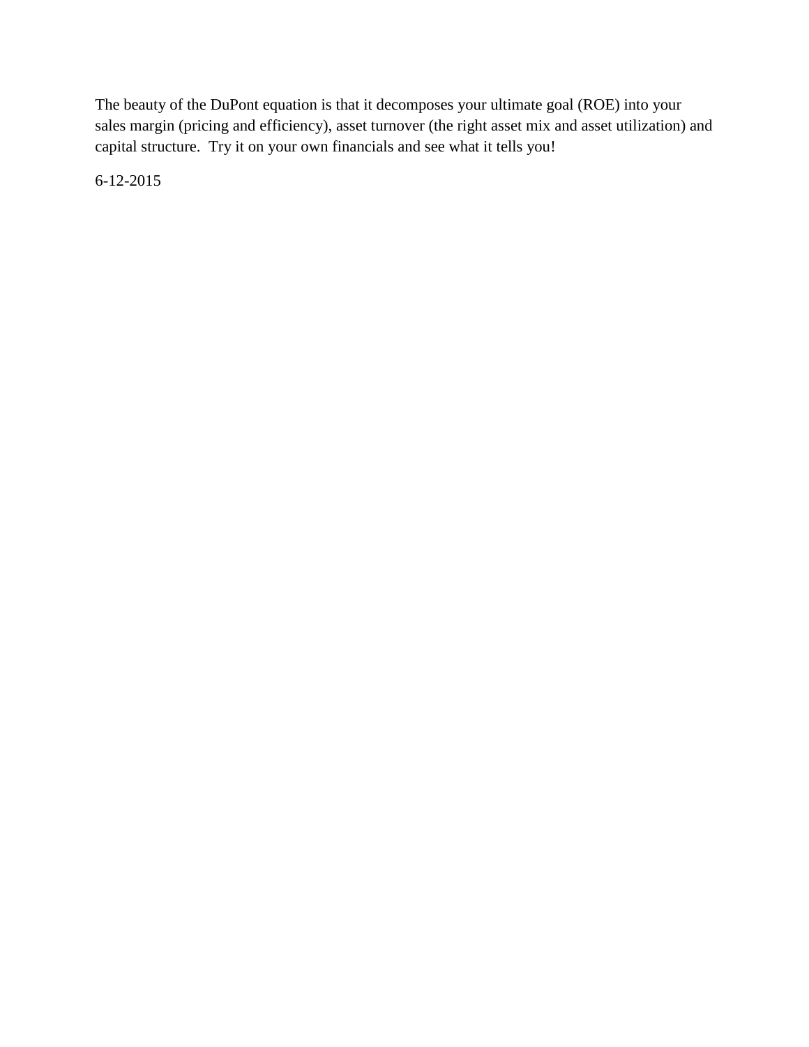The beauty of the DuPont equation is that it decomposes your ultimate goal (ROE) into your sales margin (pricing and efficiency), asset turnover (the right asset mix and asset utilization) and capital structure.  Try it on your own financials and see what it tells you!

6-12-2015